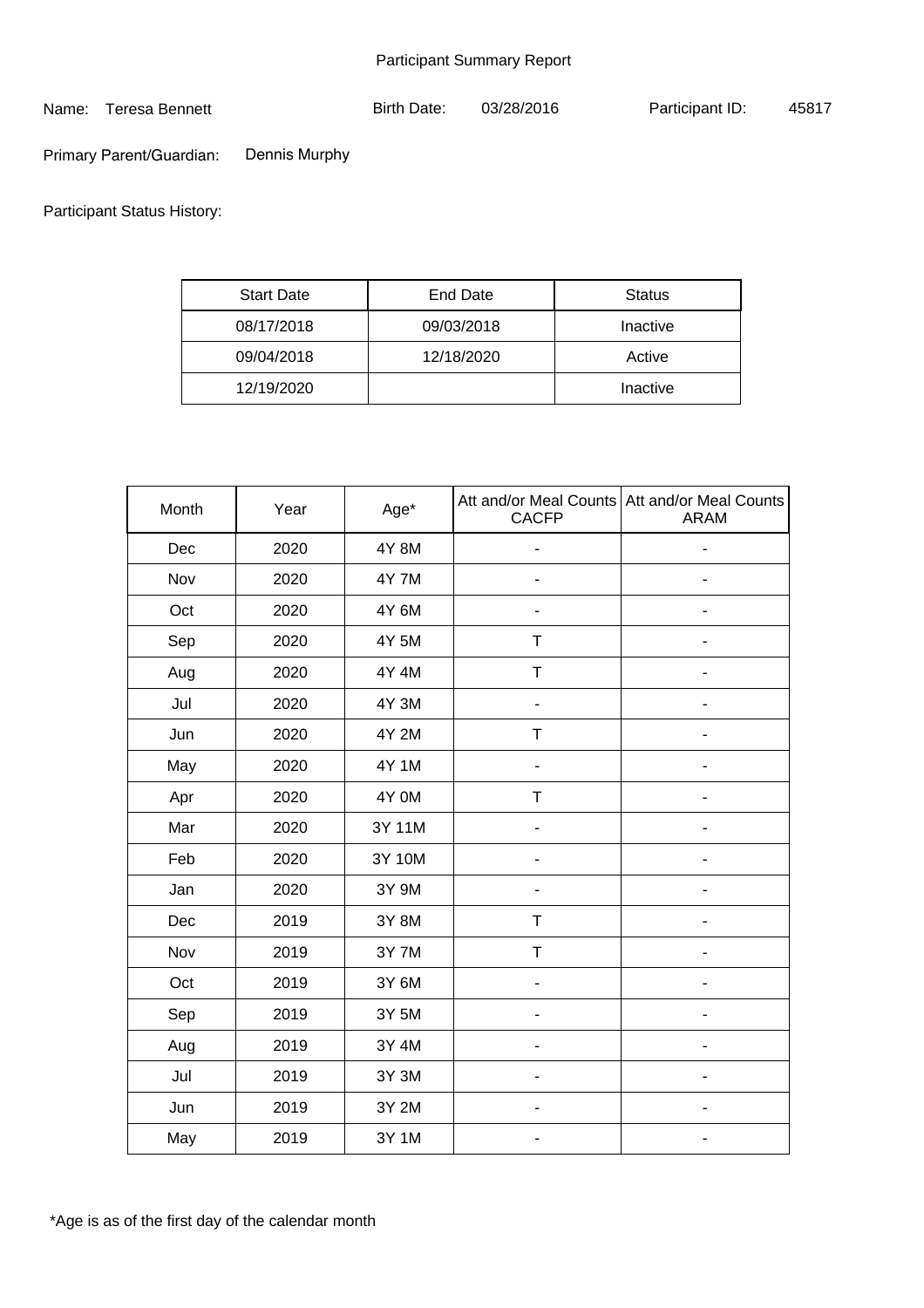# Participant Summary Report

Name: Teresa Bennett  Birth Date: 03/28/2016  Participant ID: 45817

Primary Parent/Guardian: Dennis Murphy

Participant Status History:

| Start Date | End Date | Status |
|---|---|---|
| 08/17/2018 | 09/03/2018 | Inactive |
| 09/04/2018 | 12/18/2020 | Active |
| 12/19/2020 | | Inactive |

| Month | Year | Age* | Att and/or Meal Counts CACFP | Att and/or Meal Counts ARAM |
|---|---|---|---|---|
| Dec | 2020 | 4Y 8M | - | - |
| Nov | 2020 | 4Y 7M | - | - |
| Oct | 2020 | 4Y 6M | - | - |
| Sep | 2020 | 4Y 5M | T | - |
| Aug | 2020 | 4Y 4M | T | - |
| Jul | 2020 | 4Y 3M | - | - |
| Jun | 2020 | 4Y 2M | T | - |
| May | 2020 | 4Y 1M | - | - |
| Apr | 2020 | 4Y 0M | T | - |
| Mar | 2020 | 3Y 11M | - | - |
| Feb | 2020 | 3Y 10M | - | - |
| Jan | 2020 | 3Y 9M | - | - |
| Dec | 2019 | 3Y 8M | T | - |
| Nov | 2019 | 3Y 7M | T | - |
| Oct | 2019 | 3Y 6M | - | - |
| Sep | 2019 | 3Y 5M | - | - |
| Aug | 2019 | 3Y 4M | - | - |
| Jul | 2019 | 3Y 3M | - | - |
| Jun | 2019 | 3Y 2M | - | - |
| May | 2019 | 3Y 1M | - | - |

*Age is as of the first day of the calendar month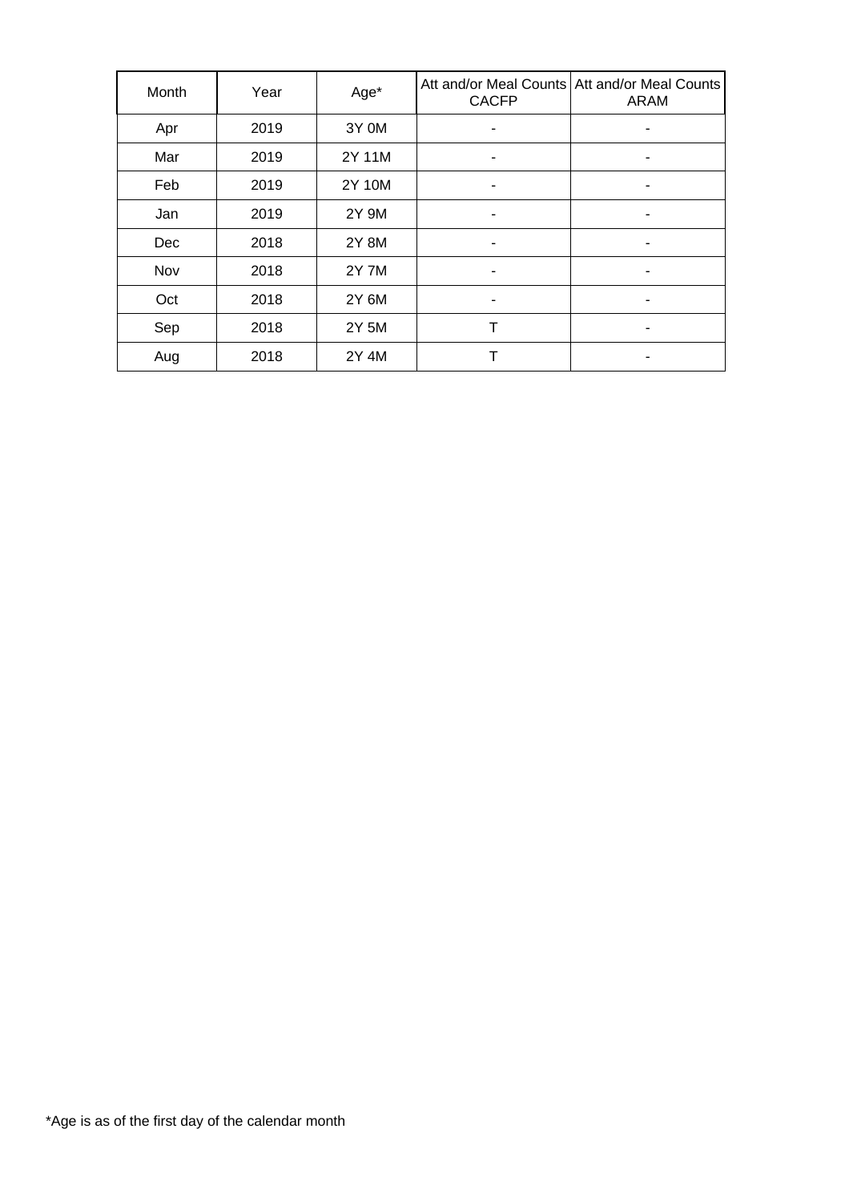| Month | Year | Age* | Att and/or Meal Counts CACFP | Att and/or Meal Counts ARAM |
|---|---|---|---|---|
| Apr | 2019 | 3Y 0M | - | - |
| Mar | 2019 | 2Y 11M | - | - |
| Feb | 2019 | 2Y 10M | - | - |
| Jan | 2019 | 2Y 9M | - | - |
| Dec | 2018 | 2Y 8M | - | - |
| Nov | 2018 | 2Y 7M | - | - |
| Oct | 2018 | 2Y 6M | - | - |
| Sep | 2018 | 2Y 5M | T | - |
| Aug | 2018 | 2Y 4M | T | - |

*Age is as of the first day of the calendar month